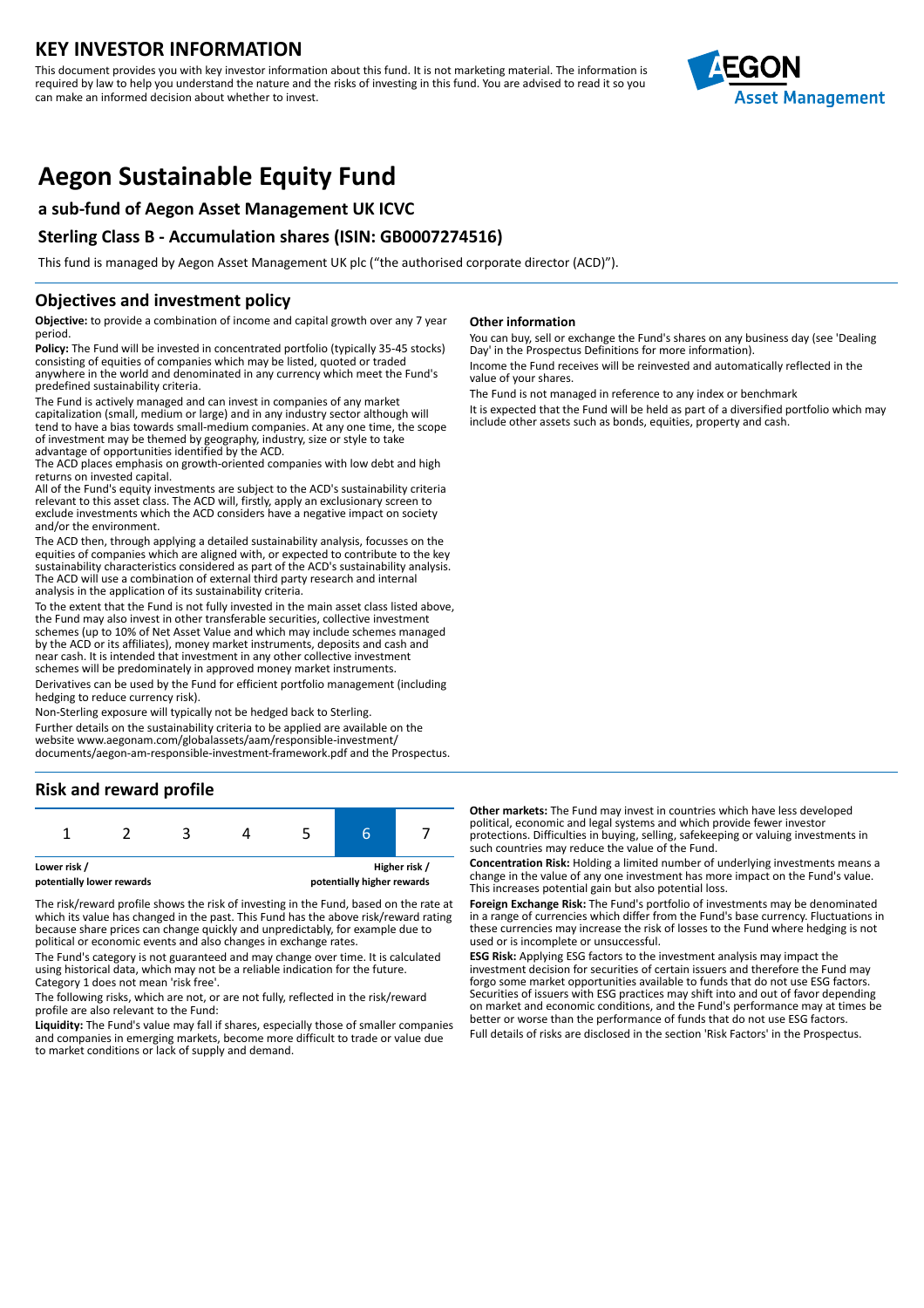# KEY INVESTOR INFORMATION

This document provides you with key investor information about this fund. It is not marketing material. The information is required by law to help you understand the nature and the risks of investing in this fund. You are advised to read it so you can make an informed decision about whether to invest.

# Aegon Sustainable Equity Fund

### a sub-fund of Aegon Asset Management UK ICVC

### Sterling Class B - Accumulation shares (ISIN: GB0007274516)

This fund is managed by Aegon Asset Management UK plc ("the authorised corporate director (ACD)").

## Objectives and investment policy

**Objective:** to provide a combination of income and capital growth over any 7 year period.

**Policy:** The Fund will be invested in concentrated portfolio (typically 35-45 stocks) consisting of equities of companies which may be listed, quoted or traded anywhere in the world and denominated in any currency which meet the Fund's predefined sustainability criteria.

The Fund is actively managed and can invest in companies of any market capitalization (small, medium or large) and in any industry sector although will tend to have a bias towards small-medium companies. At any one time, the scope of investment may be themed by geography, industry, size or style to take advantage of opportunities identified by the ACD.

The ACD places emphasis on growth-oriented companies with low debt and high returns on invested capital.

All of the Fund's equity investments are subject to the ACD's sustainability criteria relevant to this asset class. The ACD will, firstly, apply an exclusionary screen to exclude investments which the ACD considers have a negative impact on society and/or the environment.

The ACD then, through applying a detailed sustainability analysis, focusses on the equities of companies which are aligned with, or expected to contribute to the key sustainability characteristics considered as part of the ACD's sustainability analysis. The ACD will use a combination of external third party research and internal analysis in the application of its sustainability criteria.

To the extent that the Fund is not fully invested in the main asset class listed above, the Fund may also invest in other transferable securities, collective investment schemes (up to 10% of Net Asset Value and which may include schemes managed by the ACD or its affiliates), money market instruments, deposits and cash and near cash. It is intended that investment in any other collective investment schemes will be predominately in approved money market instruments.

Derivatives can be used by the Fund for efficient portfolio management (including hedging to reduce currency risk).

Non-Sterling exposure will typically not be hedged back to Sterling.

Further details on the sustainability criteria to be applied are available on the website www.aegonam.com/globalassets/aam/responsible-investment/documents/aegon-am-responsible-investment-framework.pdf and the Prospectus.

**Other information**

You can buy, sell or exchange the Fund's shares on any business day (see 'Dealing Day' in the Prospectus Definitions for more information).

Income the Fund receives will be reinvested and automatically reflected in the value of your shares.

The Fund is not managed in reference to any index or benchmark

It is expected that the Fund will be held as part of a diversified portfolio which may include other assets such as bonds, equities, property and cash.

## Risk and reward profile

| 1 | 2 | 3 | 4 | 5 | **6** | 7 |
|---|---|---|---|---|---|---|

**Lower risk / potentially lower rewards** — **Higher risk / potentially higher rewards**

The risk/reward profile shows the risk of investing in the Fund, based on the rate at which its value has changed in the past. This Fund has the above risk/reward rating because share prices can change quickly and unpredictably, for example due to political or economic events and also changes in exchange rates.

The Fund's category is not guaranteed and may change over time. It is calculated using historical data, which may not be a reliable indication for the future. Category 1 does not mean 'risk free'.

The following risks, which are not, or are not fully, reflected in the risk/reward profile are also relevant to the Fund:

**Liquidity:** The Fund's value may fall if shares, especially those of smaller companies and companies in emerging markets, become more difficult to trade or value due to market conditions or lack of supply and demand.

**Other markets:** The Fund may invest in countries which have less developed political, economic and legal systems and which provide fewer investor protections. Difficulties in buying, selling, safekeeping or valuing investments in such countries may reduce the value of the Fund.

**Concentration Risk:** Holding a limited number of underlying investments means a change in the value of any one investment has more impact on the Fund's value. This increases potential gain but also potential loss.

**Foreign Exchange Risk:** The Fund's portfolio of investments may be denominated in a range of currencies which differ from the Fund's base currency. Fluctuations in these currencies may increase the risk of losses to the Fund where hedging is not used or is incomplete or unsuccessful.

**ESG Risk:** Applying ESG factors to the investment analysis may impact the investment decision for securities of certain issuers and therefore the Fund may forgo some market opportunities available to funds that do not use ESG factors. Securities of issuers with ESG practices may shift into and out of favor depending on market and economic conditions, and the Fund's performance may at times be better or worse than the performance of funds that do not use ESG factors.

Full details of risks are disclosed in the section 'Risk Factors' in the Prospectus.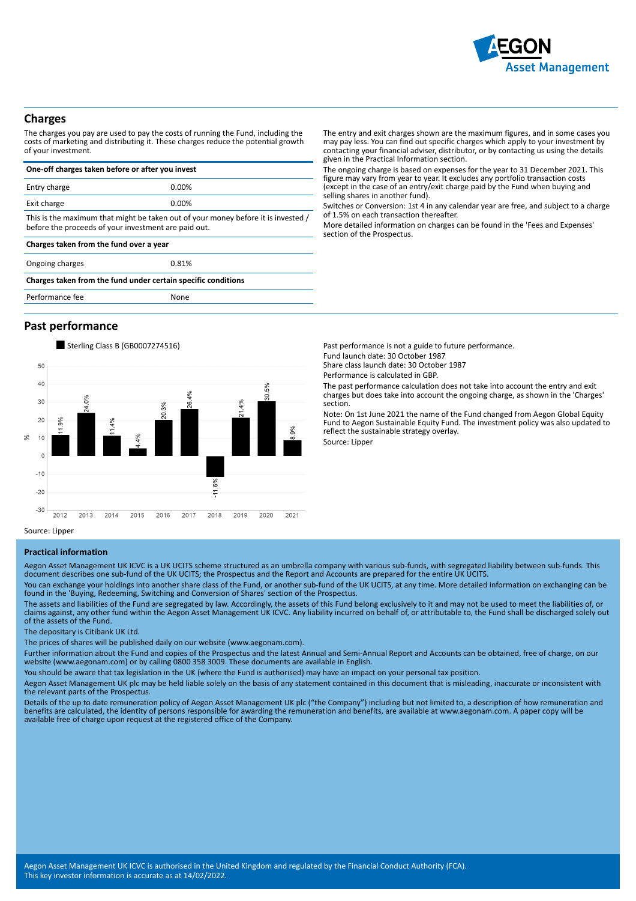## Charges

The charges you pay are used to pay the costs of running the Fund, including the costs of marketing and distributing it. These charges reduce the potential growth of your investment.

| One-off charges taken before or after you invest | |
|---|---|
| Entry charge | 0.00% |
| Exit charge | 0.00% |
| This is the maximum that might be taken out of your money before it is invested / before the proceeds of your investment are paid out. | |
| **Charges taken from the fund over a year** | |
| Ongoing charges | 0.81% |
| **Charges taken from the fund under certain specific conditions** | |
| Performance fee | None |

The entry and exit charges shown are the maximum figures, and in some cases you may pay less. You can find out specific charges which apply to your investment by contacting your financial adviser, distributor, or by contacting us using the details given in the Practical Information section.

The ongoing charge is based on expenses for the year to 31 December 2021. This figure may vary from year to year. It excludes any portfolio transaction costs (except in the case of an entry/exit charge paid by the Fund when buying and selling shares in another fund).

Switches or Conversion: 1st 4 in any calendar year are free, and subject to a charge of 1.5% on each transaction thereafter.

More detailed information on charges can be found in the 'Fees and Expenses' section of the Prospectus.

## Past performance

Sterling Class B (GB0007274516)

%

50
40
30
20
10
0
-10
-20
-30

11.9% 24.0% 11.4% 4.4% 20.3% 26.4% -11.6% 21.4% 30.5% 8.9%

2012 2013 2014 2015 2016 2017 2018 2019 2020 2021

Source: Lipper

Past performance is not a guide to future performance.

Fund launch date: 30 October 1987

Share class launch date: 30 October 1987

Performance is calculated in GBP.

The past performance calculation does not take into account the entry and exit charges but does take into account the ongoing charge, as shown in the 'Charges' section.

Note: On 1st June 2021 the name of the Fund changed from Aegon Global Equity Fund to Aegon Sustainable Equity Fund. The investment policy was also updated to reflect the sustainable strategy overlay.

Source: Lipper

### Practical information

Aegon Asset Management UK ICVC is a UK UCITS scheme structured as an umbrella company with various sub-funds, with segregated liability between sub-funds. This document describes one sub-fund of the UK UCITS; the Prospectus and the Report and Accounts are prepared for the entire UK UCITS.

You can exchange your holdings into another share class of the Fund, or another sub-fund of the UK UCITS, at any time. More detailed information on exchanging can be found in the 'Buying, Redeeming, Switching and Conversion of Shares' section of the Prospectus.

The assets and liabilities of the Fund are segregated by law. Accordingly, the assets of this Fund belong exclusively to it and may not be used to meet the liabilities of, or claims against, any other fund within the Aegon Asset Management UK ICVC. Any liability incurred on behalf of, or attributable to, the Fund shall be discharged solely out of the assets of the Fund.

The depositary is Citibank UK Ltd.

The prices of shares will be published daily on our website (www.aegonam.com).

Further information about the Fund and copies of the Prospectus and the latest Annual and Semi-Annual Report and Accounts can be obtained, free of charge, on our website (www.aegonam.com) or by calling 0800 358 3009. These documents are available in English.

You should be aware that tax legislation in the UK (where the Fund is authorised) may have an impact on your personal tax position.

Aegon Asset Management UK plc may be held liable solely on the basis of any statement contained in this document that is misleading, inaccurate or inconsistent with the relevant parts of the Prospectus.

Details of the up to date remuneration policy of Aegon Asset Management UK plc ("the Company") including but not limited to, a description of how remuneration and benefits are calculated, the identity of persons responsible for awarding the remuneration and benefits, are available at www.aegonam.com. A paper copy will be available free of charge upon request at the registered office of the Company.

Aegon Asset Management UK ICVC is authorised in the United Kingdom and regulated by the Financial Conduct Authority (FCA).
This key investor information is accurate as at 14/02/2022.